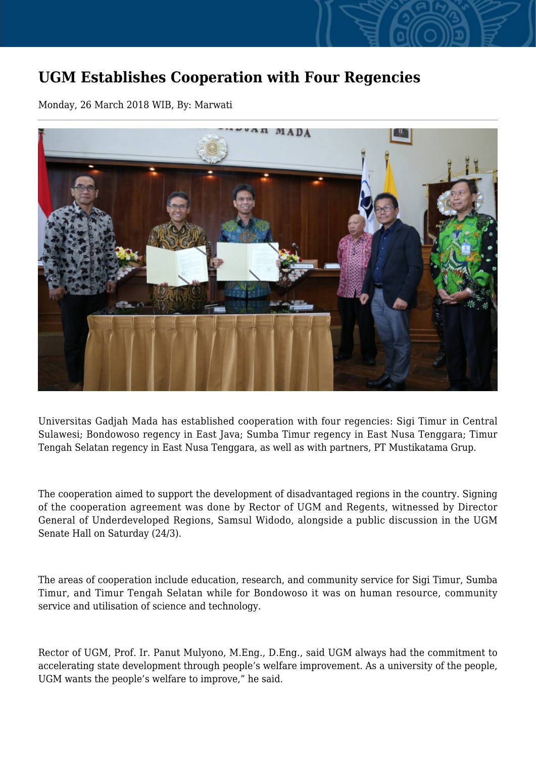# UGM Establishes Cooperation with Four Regencies

Monday, 26 March 2018 WIB, By: Marwati

Universitas Gadjah Mada has established cooperation with four regencies: Sigi Timur in Central Sulawesi; Bondowoso regency in East Java; Sumba Timur regency in East Nusa Tenggara; Timur Tengah Selatan regency in East Nusa Tenggara, as well as with partners, PT Mustikatama Grup.

The cooperation aimed to support the development of disadvantaged regions in the country. Signing of the cooperation agreement was done by Rector of UGM and Regents, witnessed by Director General of Underdeveloped Regions, Samsul Widodo, alongside a public discussion in the UGM Senate Hall on Saturday (24/3).

The areas of cooperation include education, research, and community service for Sigi Timur, Sumba Timur, and Timur Tengah Selatan while for Bondowoso it was on human resource, community service and utilisation of science and technology.

Rector of UGM, Prof. Ir. Panut Mulyono, M.Eng., D.Eng., said UGM always had the commitment to accelerating state development through people's welfare improvement. As a university of the people, UGM wants the people's welfare to improve," he said.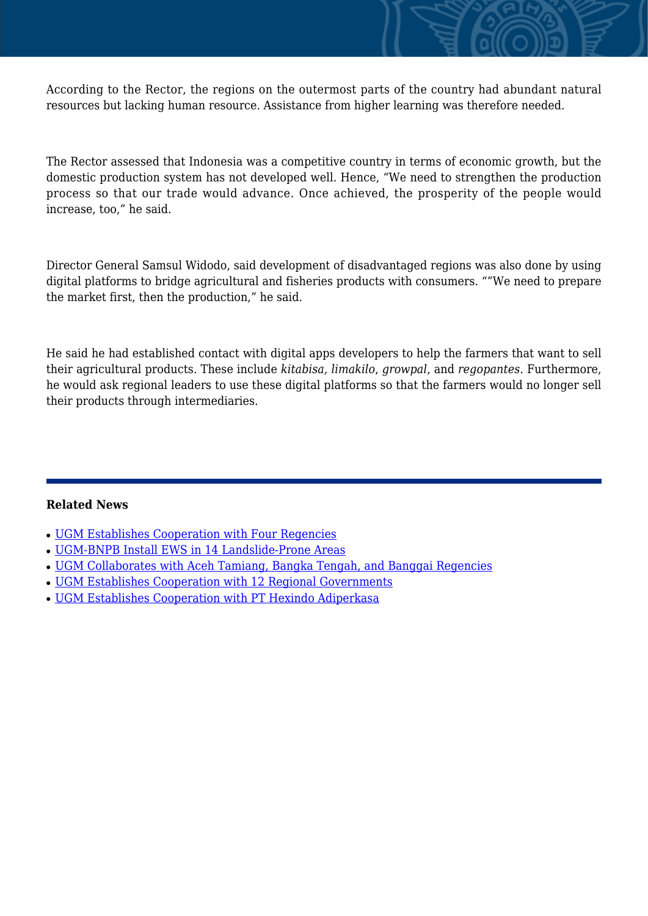According to the Rector, the regions on the outermost parts of the country had abundant natural resources but lacking human resource. Assistance from higher learning was therefore needed.

The Rector assessed that Indonesia was a competitive country in terms of economic growth, but the domestic production system has not developed well. Hence, "We need to strengthen the production process so that our trade would advance. Once achieved, the prosperity of the people would increase, too," he said.

Director General Samsul Widodo, said development of disadvantaged regions was also done by using digital platforms to bridge agricultural and fisheries products with consumers. ""We need to prepare the market first, then the production," he said.

He said he had established contact with digital apps developers to help the farmers that want to sell their agricultural products. These include *kitabisa, limakilo*, *growpal*, and *regopantes*. Furthermore, he would ask regional leaders to use these digital platforms so that the farmers would no longer sell their products through intermediaries.

---

**Related News**

- UGM Establishes Cooperation with Four Regencies
- UGM-BNPB Install EWS in 14 Landslide-Prone Areas
- UGM Collaborates with Aceh Tamiang, Bangka Tengah, and Banggai Regencies
- UGM Establishes Cooperation with 12 Regional Governments
- UGM Establishes Cooperation with PT Hexindo Adiperkasa